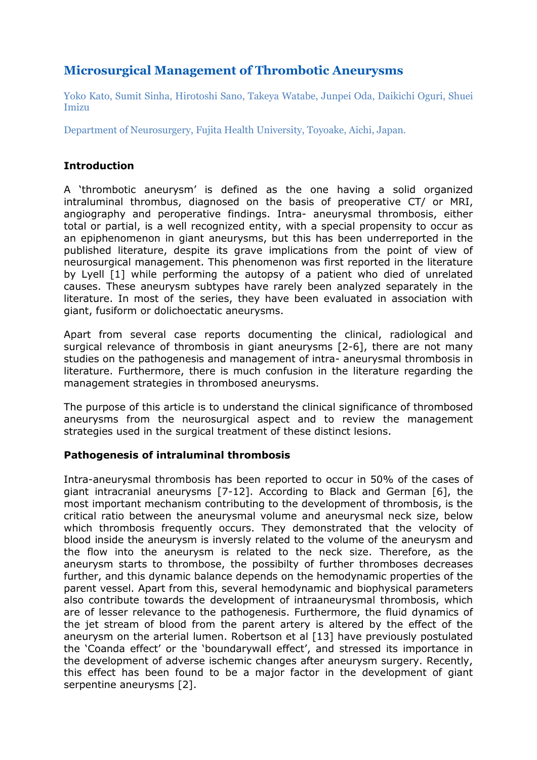# Microsurgical Management of Thrombotic Aneurysms

Yoko Kato, Sumit Sinha, Hirotoshi Sano, Takeya Watabe, Junpei Oda, Daikichi Oguri, Shuei Imizu

Department of Neurosurgery, Fujita Health University, Toyoake, Aichi, Japan.

**Introduction**

A 'thrombotic aneurysm' is defined as the one having a solid organized intraluminal thrombus, diagnosed on the basis of preoperative CT/ or MRI, angiography and peroperative findings. Intra- aneurysmal thrombosis, either total or partial, is a well recognized entity, with a special propensity to occur as an epiphenomenon in giant aneurysms, but this has been underreported in the published literature, despite its grave implications from the point of view of neurosurgical management. This phenomenon was first reported in the literature by Lyell [1] while performing the autopsy of a patient who died of unrelated causes. These aneurysm subtypes have rarely been analyzed separately in the literature. In most of the series, they have been evaluated in association with giant, fusiform or dolichoectatic aneurysms.

Apart from several case reports documenting the clinical, radiological and surgical relevance of thrombosis in giant aneurysms [2-6], there are not many studies on the pathogenesis and management of intra- aneurysmal thrombosis in literature. Furthermore, there is much confusion in the literature regarding the management strategies in thrombosed aneurysms.

The purpose of this article is to understand the clinical significance of thrombosed aneurysms from the neurosurgical aspect and to review the management strategies used in the surgical treatment of these distinct lesions.

**Pathogenesis of intraluminal thrombosis**

Intra-aneurysmal thrombosis has been reported to occur in 50% of the cases of giant intracranial aneurysms [7-12]. According to Black and German [6], the most important mechanism contributing to the development of thrombosis, is the critical ratio between the aneurysmal volume and aneurysmal neck size, below which thrombosis frequently occurs. They demonstrated that the velocity of blood inside the aneurysm is inversly related to the volume of the aneurysm and the flow into the aneurysm is related to the neck size. Therefore, as the aneurysm starts to thrombose, the possibilty of further thromboses decreases further, and this dynamic balance depends on the hemodynamic properties of the parent vessel. Apart from this, several hemodynamic and biophysical parameters also contribute towards the development of intraaneurysmal thrombosis, which are of lesser relevance to the pathogenesis. Furthermore, the fluid dynamics of the jet stream of blood from the parent artery is altered by the effect of the aneurysm on the arterial lumen. Robertson et al [13] have previously postulated the 'Coanda effect' or the 'boundarywall effect', and stressed its importance in the development of adverse ischemic changes after aneurysm surgery. Recently, this effect has been found to be a major factor in the development of giant serpentine aneurysms [2].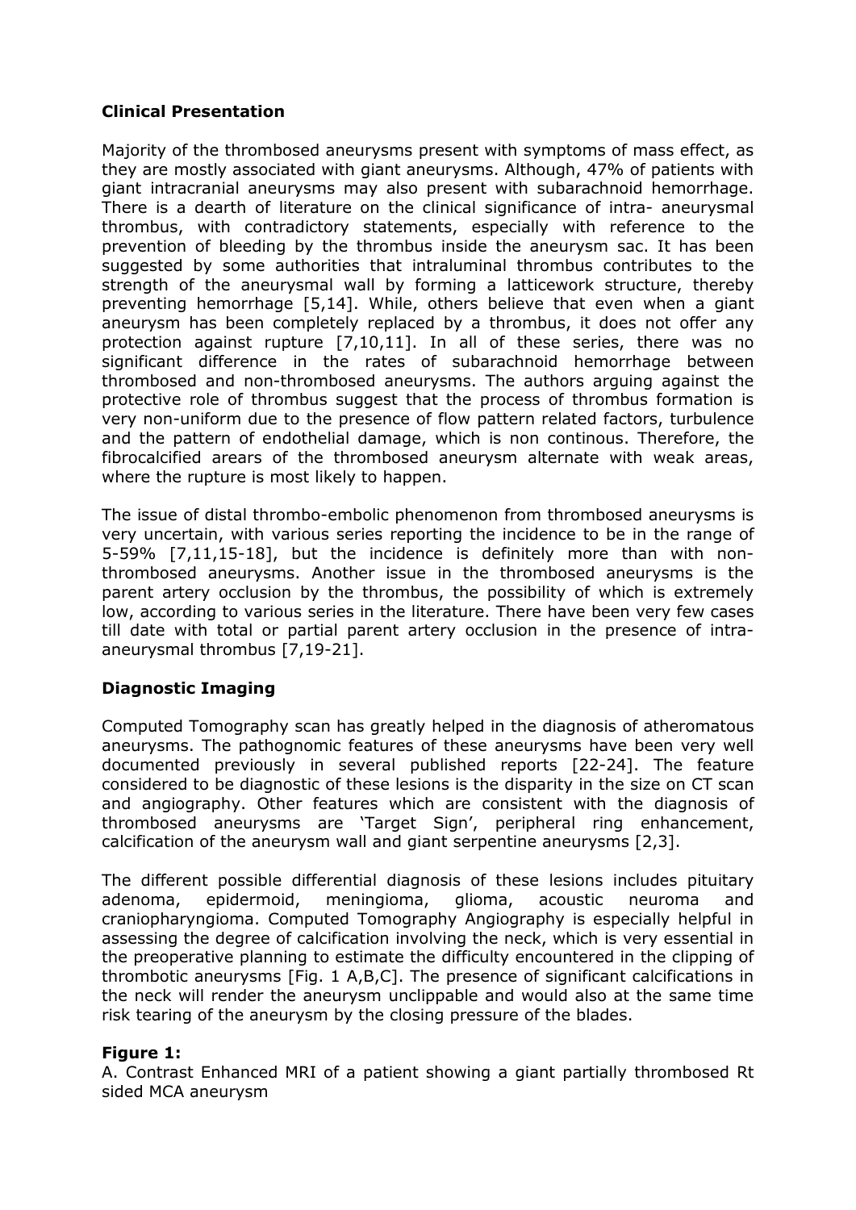### Clinical Presentation

Majority of the thrombosed aneurysms present with symptoms of mass effect, as they are mostly associated with giant aneurysms. Although, 47% of patients with giant intracranial aneurysms may also present with subarachnoid hemorrhage. There is a dearth of literature on the clinical significance of intra- aneurysmal thrombus, with contradictory statements, especially with reference to the prevention of bleeding by the thrombus inside the aneurysm sac. It has been suggested by some authorities that intraluminal thrombus contributes to the strength of the aneurysmal wall by forming a latticework structure, thereby preventing hemorrhage [5,14]. While, others believe that even when a giant aneurysm has been completely replaced by a thrombus, it does not offer any protection against rupture [7,10,11]. In all of these series, there was no significant difference in the rates of subarachnoid hemorrhage between thrombosed and non-thrombosed aneurysms. The authors arguing against the protective role of thrombus suggest that the process of thrombus formation is very non-uniform due to the presence of flow pattern related factors, turbulence and the pattern of endothelial damage, which is non continous. Therefore, the fibrocalcified arears of the thrombosed aneurysm alternate with weak areas, where the rupture is most likely to happen.

The issue of distal thrombo-embolic phenomenon from thrombosed aneurysms is very uncertain, with various series reporting the incidence to be in the range of 5-59% [7,11,15-18], but the incidence is definitely more than with non-thrombosed aneurysms. Another issue in the thrombosed aneurysms is the parent artery occlusion by the thrombus, the possibility of which is extremely low, according to various series in the literature. There have been very few cases till date with total or partial parent artery occlusion in the presence of intra-aneurysmal thrombus [7,19-21].

### Diagnostic Imaging

Computed Tomography scan has greatly helped in the diagnosis of atheromatous aneurysms. The pathognomic features of these aneurysms have been very well documented previously in several published reports [22-24]. The feature considered to be diagnostic of these lesions is the disparity in the size on CT scan and angiography. Other features which are consistent with the diagnosis of thrombosed aneurysms are 'Target Sign', peripheral ring enhancement, calcification of the aneurysm wall and giant serpentine aneurysms [2,3].

The different possible differential diagnosis of these lesions includes pituitary adenoma, epidermoid, meningioma, glioma, acoustic neuroma and craniopharyngioma. Computed Tomography Angiography is especially helpful in assessing the degree of calcification involving the neck, which is very essential in the preoperative planning to estimate the difficulty encountered in the clipping of thrombotic aneurysms [Fig. 1 A,B,C]. The presence of significant calcifications in the neck will render the aneurysm unclippable and would also at the same time risk tearing of the aneurysm by the closing pressure of the blades.

**Figure 1:**
A. Contrast Enhanced MRI of a patient showing a giant partially thrombosed Rt sided MCA aneurysm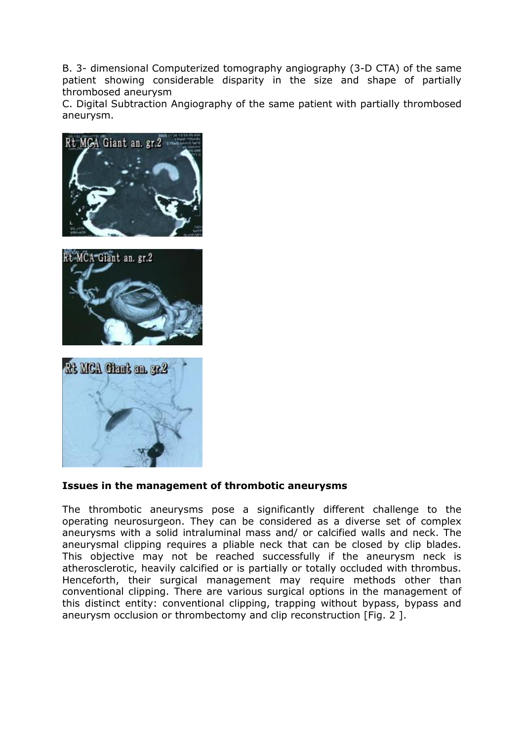B. 3- dimensional Computerized tomography angiography (3-D CTA) of the same patient showing considerable disparity in the size and shape of partially thrombosed aneurysm

C. Digital Subtraction Angiography of the same patient with partially thrombosed aneurysm.

**Issues in the management of thrombotic aneurysms**

The thrombotic aneurysms pose a significantly different challenge to the operating neurosurgeon. They can be considered as a diverse set of complex aneurysms with a solid intraluminal mass and/ or calcified walls and neck. The aneurysmal clipping requires a pliable neck that can be closed by clip blades. This objective may not be reached successfully if the aneurysm neck is atherosclerotic, heavily calcified or is partially or totally occluded with thrombus. Henceforth, their surgical management may require methods other than conventional clipping. There are various surgical options in the management of this distinct entity: conventional clipping, trapping without bypass, bypass and aneurysm occlusion or thrombectomy and clip reconstruction [Fig. 2 ].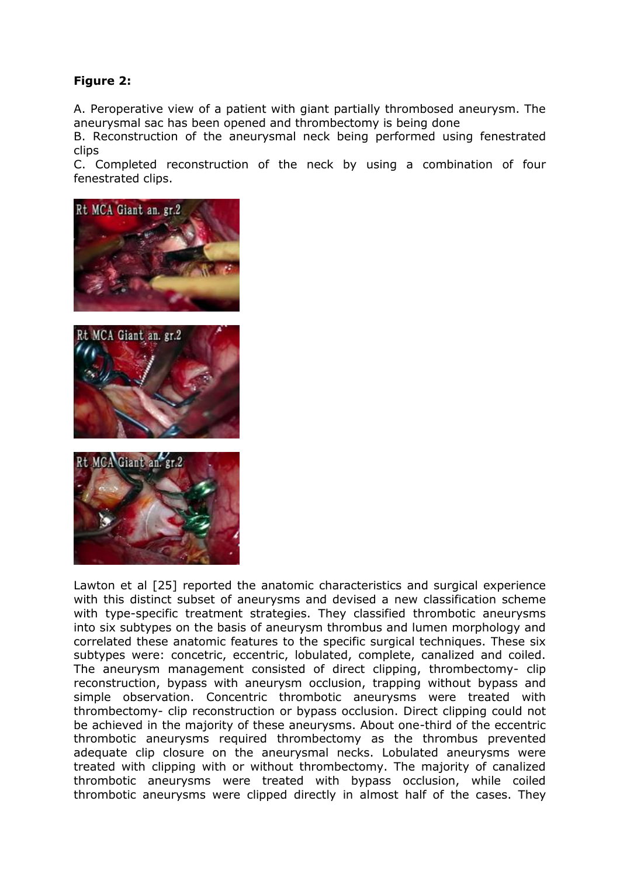**Figure 2:**

A. Peroperative view of a patient with giant partially thrombosed aneurysm. The aneurysmal sac has been opened and thrombectomy is being done

B. Reconstruction of the aneurysmal neck being performed using fenestrated clips

C. Completed reconstruction of the neck by using a combination of four fenestrated clips.

Lawton et al [25] reported the anatomic characteristics and surgical experience with this distinct subset of aneurysms and devised a new classification scheme with type-specific treatment strategies. They classified thrombotic aneurysms into six subtypes on the basis of aneurysm thrombus and lumen morphology and correlated these anatomic features to the specific surgical techniques. These six subtypes were: concetric, eccentric, lobulated, complete, canalized and coiled. The aneurysm management consisted of direct clipping, thrombectomy- clip reconstruction, bypass with aneurysm occlusion, trapping without bypass and simple observation. Concentric thrombotic aneurysms were treated with thrombectomy- clip reconstruction or bypass occlusion. Direct clipping could not be achieved in the majority of these aneurysms. About one-third of the eccentric thrombotic aneurysms required thrombectomy as the thrombus prevented adequate clip closure on the aneurysmal necks. Lobulated aneurysms were treated with clipping with or without thrombectomy. The majority of canalized thrombotic aneurysms were treated with bypass occlusion, while coiled thrombotic aneurysms were clipped directly in almost half of the cases. They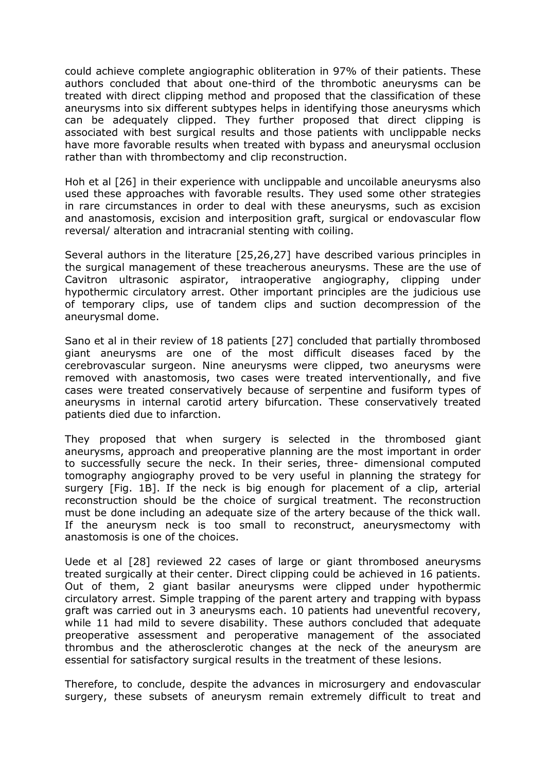could achieve complete angiographic obliteration in 97% of their patients. These authors concluded that about one-third of the thrombotic aneurysms can be treated with direct clipping method and proposed that the classification of these aneurysms into six different subtypes helps in identifying those aneurysms which can be adequately clipped. They further proposed that direct clipping is associated with best surgical results and those patients with unclippable necks have more favorable results when treated with bypass and aneurysmal occlusion rather than with thrombectomy and clip reconstruction.

Hoh et al [26] in their experience with unclippable and uncoilable aneurysms also used these approaches with favorable results. They used some other strategies in rare circumstances in order to deal with these aneurysms, such as excision and anastomosis, excision and interposition graft, surgical or endovascular flow reversal/ alteration and intracranial stenting with coiling.

Several authors in the literature [25,26,27] have described various principles in the surgical management of these treacherous aneurysms. These are the use of Cavitron ultrasonic aspirator, intraoperative angiography, clipping under hypothermic circulatory arrest. Other important principles are the judicious use of temporary clips, use of tandem clips and suction decompression of the aneurysmal dome.

Sano et al in their review of 18 patients [27] concluded that partially thrombosed giant aneurysms are one of the most difficult diseases faced by the cerebrovascular surgeon. Nine aneurysms were clipped, two aneurysms were removed with anastomosis, two cases were treated interventionally, and five cases were treated conservatively because of serpentine and fusiform types of aneurysms in internal carotid artery bifurcation. These conservatively treated patients died due to infarction.

They proposed that when surgery is selected in the thrombosed giant aneurysms, approach and preoperative planning are the most important in order to successfully secure the neck. In their series, three- dimensional computed tomography angiography proved to be very useful in planning the strategy for surgery [Fig. 1B]. If the neck is big enough for placement of a clip, arterial reconstruction should be the choice of surgical treatment. The reconstruction must be done including an adequate size of the artery because of the thick wall. If the aneurysm neck is too small to reconstruct, aneurysmectomy with anastomosis is one of the choices.

Uede et al [28] reviewed 22 cases of large or giant thrombosed aneurysms treated surgically at their center. Direct clipping could be achieved in 16 patients. Out of them, 2 giant basilar aneurysms were clipped under hypothermic circulatory arrest. Simple trapping of the parent artery and trapping with bypass graft was carried out in 3 aneurysms each. 10 patients had uneventful recovery, while 11 had mild to severe disability. These authors concluded that adequate preoperative assessment and peroperative management of the associated thrombus and the atherosclerotic changes at the neck of the aneurysm are essential for satisfactory surgical results in the treatment of these lesions.

Therefore, to conclude, despite the advances in microsurgery and endovascular surgery, these subsets of aneurysm remain extremely difficult to treat and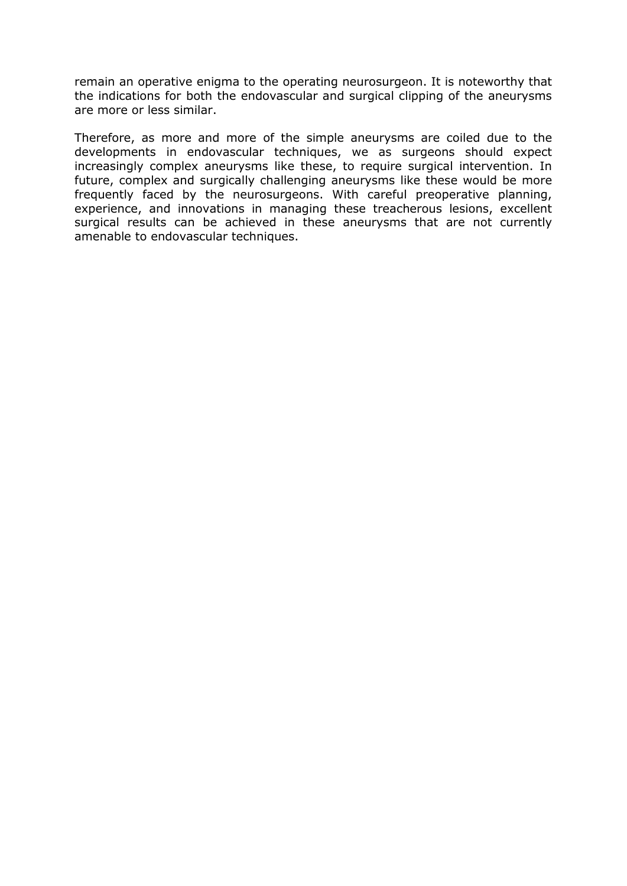remain an operative enigma to the operating neurosurgeon. It is noteworthy that the indications for both the endovascular and surgical clipping of the aneurysms are more or less similar.

Therefore, as more and more of the simple aneurysms are coiled due to the developments in endovascular techniques, we as surgeons should expect increasingly complex aneurysms like these, to require surgical intervention. In future, complex and surgically challenging aneurysms like these would be more frequently faced by the neurosurgeons. With careful preoperative planning, experience, and innovations in managing these treacherous lesions, excellent surgical results can be achieved in these aneurysms that are not currently amenable to endovascular techniques.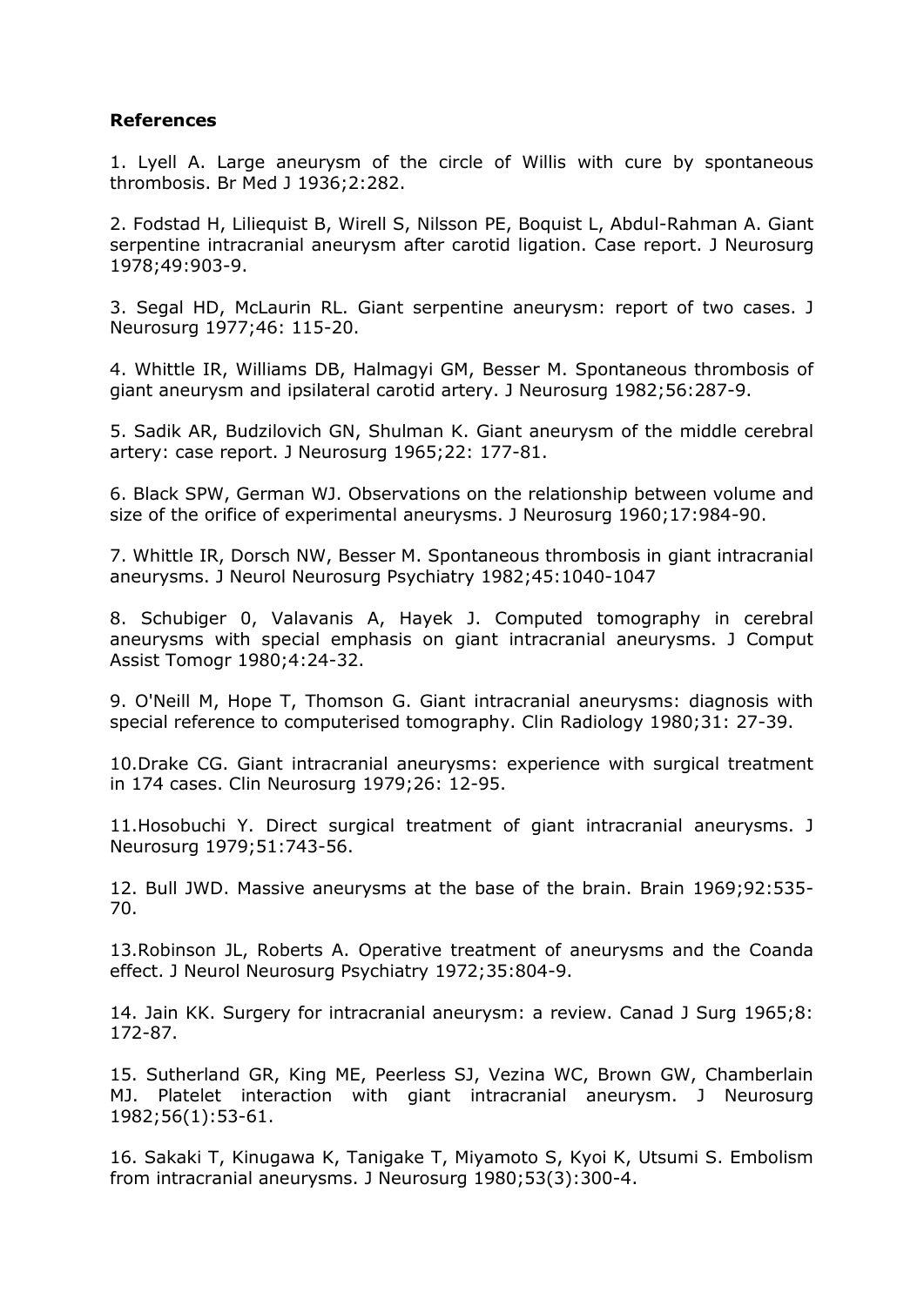**References**

1. Lyell A. Large aneurysm of the circle of Willis with cure by spontaneous thrombosis. Br Med J 1936;2:282.

2. Fodstad H, Liliequist B, Wirell S, Nilsson PE, Boquist L, Abdul-Rahman A. Giant serpentine intracranial aneurysm after carotid ligation. Case report. J Neurosurg 1978;49:903-9.

3. Segal HD, McLaurin RL. Giant serpentine aneurysm: report of two cases. J Neurosurg 1977;46: 115-20.

4. Whittle IR, Williams DB, Halmagyi GM, Besser M. Spontaneous thrombosis of giant aneurysm and ipsilateral carotid artery. J Neurosurg 1982;56:287-9.

5. Sadik AR, Budzilovich GN, Shulman K. Giant aneurysm of the middle cerebral artery: case report. J Neurosurg 1965;22: 177-81.

6. Black SPW, German WJ. Observations on the relationship between volume and size of the orifice of experimental aneurysms. J Neurosurg 1960;17:984-90.

7. Whittle IR, Dorsch NW, Besser M. Spontaneous thrombosis in giant intracranial aneurysms. J Neurol Neurosurg Psychiatry 1982;45:1040-1047

8. Schubiger 0, Valavanis A, Hayek J. Computed tomography in cerebral aneurysms with special emphasis on giant intracranial aneurysms. J Comput Assist Tomogr 1980;4:24-32.

9. O'Neill M, Hope T, Thomson G. Giant intracranial aneurysms: diagnosis with special reference to computerised tomography. Clin Radiology 1980;31: 27-39.

10.Drake CG. Giant intracranial aneurysms: experience with surgical treatment in 174 cases. Clin Neurosurg 1979;26: 12-95.

11.Hosobuchi Y. Direct surgical treatment of giant intracranial aneurysms. J Neurosurg 1979;51:743-56.

12. Bull JWD. Massive aneurysms at the base of the brain. Brain 1969;92:535-70.

13.Robinson JL, Roberts A. Operative treatment of aneurysms and the Coanda effect. J Neurol Neurosurg Psychiatry 1972;35:804-9.

14. Jain KK. Surgery for intracranial aneurysm: a review. Canad J Surg 1965;8: 172-87.

15. Sutherland GR, King ME, Peerless SJ, Vezina WC, Brown GW, Chamberlain MJ. Platelet interaction with giant intracranial aneurysm. J Neurosurg 1982;56(1):53-61.

16. Sakaki T, Kinugawa K, Tanigake T, Miyamoto S, Kyoi K, Utsumi S. Embolism from intracranial aneurysms. J Neurosurg 1980;53(3):300-4.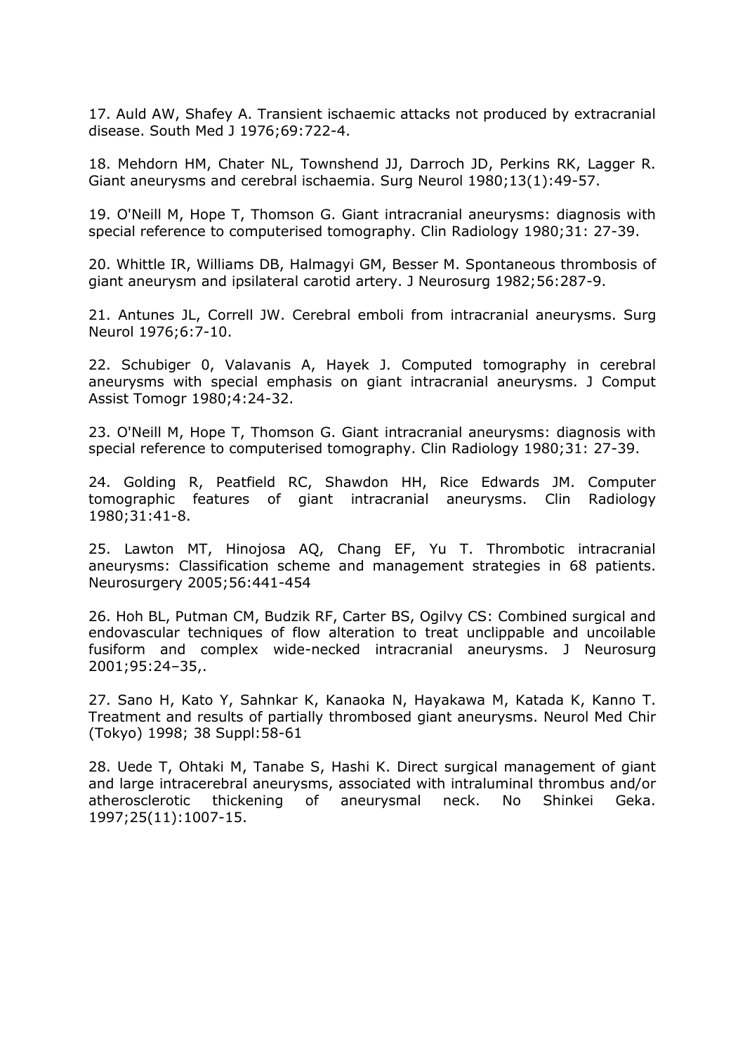17. Auld AW, Shafey A. Transient ischaemic attacks not produced by extracranial disease. South Med J 1976;69:722-4.

18. Mehdorn HM, Chater NL, Townshend JJ, Darroch JD, Perkins RK, Lagger R. Giant aneurysms and cerebral ischaemia. Surg Neurol 1980;13(1):49-57.

19. O'Neill M, Hope T, Thomson G. Giant intracranial aneurysms: diagnosis with special reference to computerised tomography. Clin Radiology 1980;31: 27-39.

20. Whittle IR, Williams DB, Halmagyi GM, Besser M. Spontaneous thrombosis of giant aneurysm and ipsilateral carotid artery. J Neurosurg 1982;56:287-9.

21. Antunes JL, Correll JW. Cerebral emboli from intracranial aneurysms. Surg Neurol 1976;6:7-10.

22. Schubiger 0, Valavanis A, Hayek J. Computed tomography in cerebral aneurysms with special emphasis on giant intracranial aneurysms. J Comput Assist Tomogr 1980;4:24-32.

23. O'Neill M, Hope T, Thomson G. Giant intracranial aneurysms: diagnosis with special reference to computerised tomography. Clin Radiology 1980;31: 27-39.

24. Golding R, Peatfield RC, Shawdon HH, Rice Edwards JM. Computer tomographic features of giant intracranial aneurysms. Clin Radiology 1980;31:41-8.

25. Lawton MT, Hinojosa AQ, Chang EF, Yu T. Thrombotic intracranial aneurysms: Classification scheme and management strategies in 68 patients. Neurosurgery 2005;56:441-454

26. Hoh BL, Putman CM, Budzik RF, Carter BS, Ogilvy CS: Combined surgical and endovascular techniques of flow alteration to treat unclippable and uncoilable fusiform and complex wide-necked intracranial aneurysms. J Neurosurg 2001;95:24–35,.

27. Sano H, Kato Y, Sahnkar K, Kanaoka N, Hayakawa M, Katada K, Kanno T. Treatment and results of partially thrombosed giant aneurysms. Neurol Med Chir (Tokyo) 1998; 38 Suppl:58-61

28. Uede T, Ohtaki M, Tanabe S, Hashi K. Direct surgical management of giant and large intracerebral aneurysms, associated with intraluminal thrombus and/or atherosclerotic thickening of aneurysmal neck. No Shinkei Geka. 1997;25(11):1007-15.